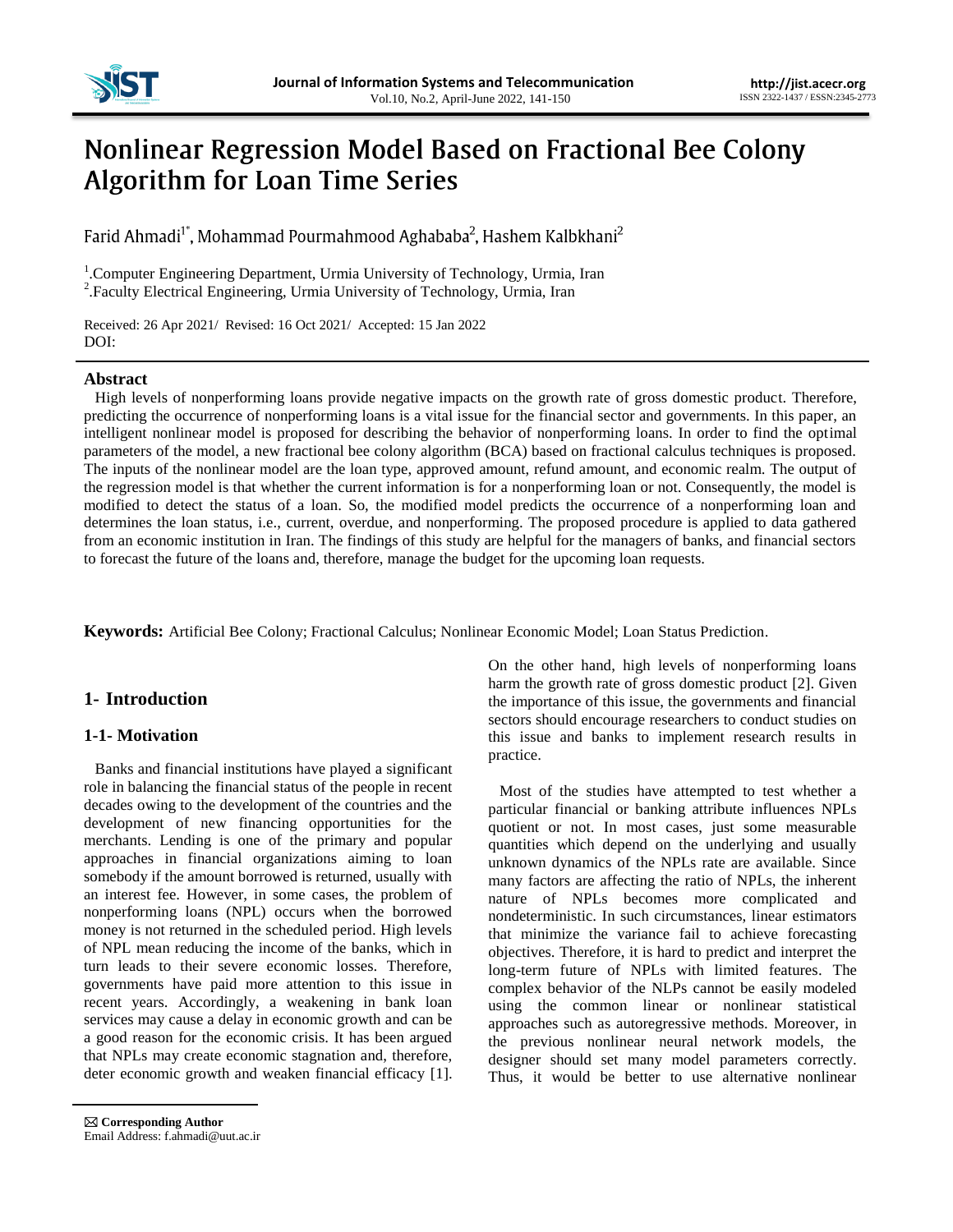# Nonlinear Regression Model Based on Fractional Bee Colony Algorithm for Loan Time Series

Farid Ahmadi[1*], Mohammad Pourmahmood Aghababa[2], Hashem Kalbkhani[2]

[1].Computer Engineering Department, Urmia University of Technology, Urmia, Iran
[2].Faculty Electrical Engineering, Urmia University of Technology, Urmia, Iran

Received: 26 Apr 2021/ Revised: 16 Oct 2021/ Accepted: 15 Jan 2022
DOI:

## Abstract

High levels of nonperforming loans provide negative impacts on the growth rate of gross domestic product. Therefore, predicting the occurrence of nonperforming loans is a vital issue for the financial sector and governments. In this paper, an intelligent nonlinear model is proposed for describing the behavior of nonperforming loans. In order to find the optimal parameters of the model, a new fractional bee colony algorithm (BCA) based on fractional calculus techniques is proposed. The inputs of the nonlinear model are the loan type, approved amount, refund amount, and economic realm. The output of the regression model is that whether the current information is for a nonperforming loan or not. Consequently, the model is modified to detect the status of a loan. So, the modified model predicts the occurrence of a nonperforming loan and determines the loan status, i.e., current, overdue, and nonperforming. The proposed procedure is applied to data gathered from an economic institution in Iran. The findings of this study are helpful for the managers of banks, and financial sectors to forecast the future of the loans and, therefore, manage the budget for the upcoming loan requests.

**Keywords:** Artificial Bee Colony; Fractional Calculus; Nonlinear Economic Model; Loan Status Prediction.

## 1- Introduction

### 1-1- Motivation

Banks and financial institutions have played a significant role in balancing the financial status of the people in recent decades owing to the development of the countries and the development of new financing opportunities for the merchants. Lending is one of the primary and popular approaches in financial organizations aiming to loan somebody if the amount borrowed is returned, usually with an interest fee. However, in some cases, the problem of nonperforming loans (NPL) occurs when the borrowed money is not returned in the scheduled period. High levels of NPL mean reducing the income of the banks, which in turn leads to their severe economic losses. Therefore, governments have paid more attention to this issue in recent years. Accordingly, a weakening in bank loan services may cause a delay in economic growth and can be a good reason for the economic crisis. It has been argued that NPLs may create economic stagnation and, therefore, deter economic growth and weaken financial efficacy [1]. On the other hand, high levels of nonperforming loans harm the growth rate of gross domestic product [2]. Given the importance of this issue, the governments and financial sectors should encourage researchers to conduct studies on this issue and banks to implement research results in practice.

Most of the studies have attempted to test whether a particular financial or banking attribute influences NPLs quotient or not. In most cases, just some measurable quantities which depend on the underlying and usually unknown dynamics of the NPLs rate are available. Since many factors are affecting the ratio of NPLs, the inherent nature of NPLs becomes more complicated and nondeterministic. In such circumstances, linear estimators that minimize the variance fail to achieve forecasting objectives. Therefore, it is hard to predict and interpret the long-term future of NPLs with limited features. The complex behavior of the NLPs cannot be easily modeled using the common linear or nonlinear statistical approaches such as autoregressive methods. Moreover, in the previous nonlinear neural network models, the designer should set many model parameters correctly. Thus, it would be better to use alternative nonlinear

✉ **Corresponding Author**
Email Address: f.ahmadi@uut.ac.ir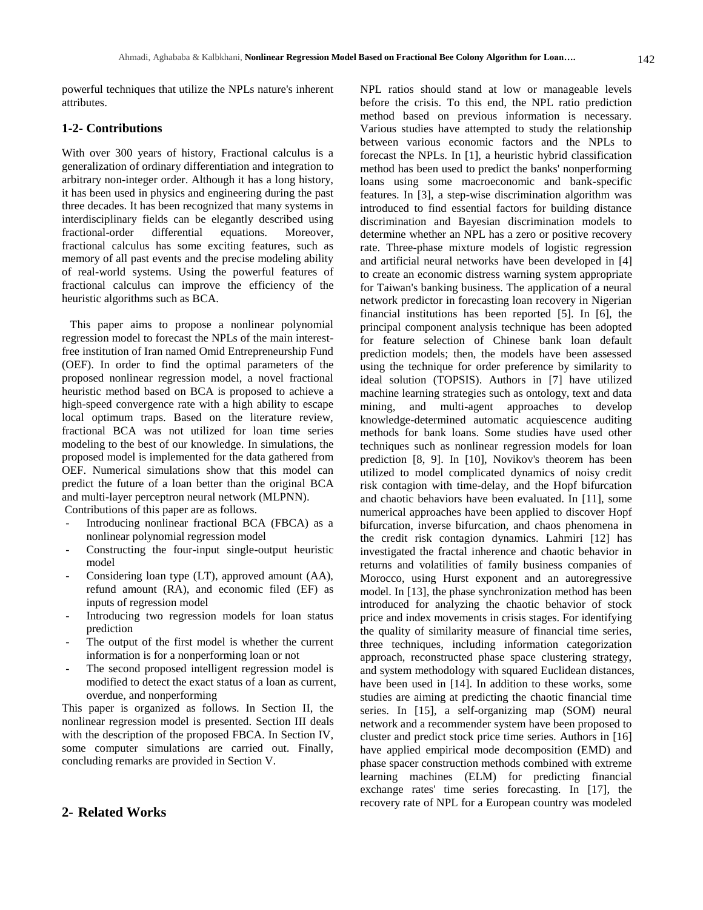powerful techniques that utilize the NPLs nature's inherent attributes.

## 1-2- Contributions

With over 300 years of history, Fractional calculus is a generalization of ordinary differentiation and integration to arbitrary non-integer order. Although it has a long history, it has been used in physics and engineering during the past three decades. It has been recognized that many systems in interdisciplinary fields can be elegantly described using fractional-order differential equations. Moreover, fractional calculus has some exciting features, such as memory of all past events and the precise modeling ability of real-world systems. Using the powerful features of fractional calculus can improve the efficiency of the heuristic algorithms such as BCA.

This paper aims to propose a nonlinear polynomial regression model to forecast the NPLs of the main interest-free institution of Iran named Omid Entrepreneurship Fund (OEF). In order to find the optimal parameters of the proposed nonlinear regression model, a novel fractional heuristic method based on BCA is proposed to achieve a high-speed convergence rate with a high ability to escape local optimum traps. Based on the literature review, fractional BCA was not utilized for loan time series modeling to the best of our knowledge. In simulations, the proposed model is implemented for the data gathered from OEF. Numerical simulations show that this model can predict the future of a loan better than the original BCA and multi-layer perceptron neural network (MLPNN).
Contributions of this paper are as follows.

- Introducing nonlinear fractional BCA (FBCA) as a nonlinear polynomial regression model
- Constructing the four-input single-output heuristic model
- Considering loan type (LT), approved amount (AA), refund amount (RA), and economic filed (EF) as inputs of regression model
- Introducing two regression models for loan status prediction
- The output of the first model is whether the current information is for a nonperforming loan or not
- The second proposed intelligent regression model is modified to detect the exact status of a loan as current, overdue, and nonperforming

This paper is organized as follows. In Section II, the nonlinear regression model is presented. Section III deals with the description of the proposed FBCA. In Section IV, some computer simulations are carried out. Finally, concluding remarks are provided in Section V.

# 2- Related Works

NPL ratios should stand at low or manageable levels before the crisis. To this end, the NPL ratio prediction method based on previous information is necessary. Various studies have attempted to study the relationship between various economic factors and the NPLs to forecast the NPLs. In [1], a heuristic hybrid classification method has been used to predict the banks' nonperforming loans using some macroeconomic and bank-specific features. In [3], a step-wise discrimination algorithm was introduced to find essential factors for building distance discrimination and Bayesian discrimination models to determine whether an NPL has a zero or positive recovery rate. Three-phase mixture models of logistic regression and artificial neural networks have been developed in [4] to create an economic distress warning system appropriate for Taiwan's banking business. The application of a neural network predictor in forecasting loan recovery in Nigerian financial institutions has been reported [5]. In [6], the principal component analysis technique has been adopted for feature selection of Chinese bank loan default prediction models; then, the models have been assessed using the technique for order preference by similarity to ideal solution (TOPSIS). Authors in [7] have utilized machine learning strategies such as ontology, text and data mining, and multi-agent approaches to develop knowledge-determined automatic acquiescence auditing methods for bank loans. Some studies have used other techniques such as nonlinear regression models for loan prediction [8, 9]. In [10], Novikov's theorem has been utilized to model complicated dynamics of noisy credit risk contagion with time-delay, and the Hopf bifurcation and chaotic behaviors have been evaluated. In [11], some numerical approaches have been applied to discover Hopf bifurcation, inverse bifurcation, and chaos phenomena in the credit risk contagion dynamics. Lahmiri [12] has investigated the fractal inherence and chaotic behavior in returns and volatilities of family business companies of Morocco, using Hurst exponent and an autoregressive model. In [13], the phase synchronization method has been introduced for analyzing the chaotic behavior of stock price and index movements in crisis stages. For identifying the quality of similarity measure of financial time series, three techniques, including information categorization approach, reconstructed phase space clustering strategy, and system methodology with squared Euclidean distances, have been used in [14]. In addition to these works, some studies are aiming at predicting the chaotic financial time series. In [15], a self-organizing map (SOM) neural network and a recommender system have been proposed to cluster and predict stock price time series. Authors in [16] have applied empirical mode decomposition (EMD) and phase spacer construction methods combined with extreme learning machines (ELM) for predicting financial exchange rates' time series forecasting. In [17], the recovery rate of NPL for a European country was modeled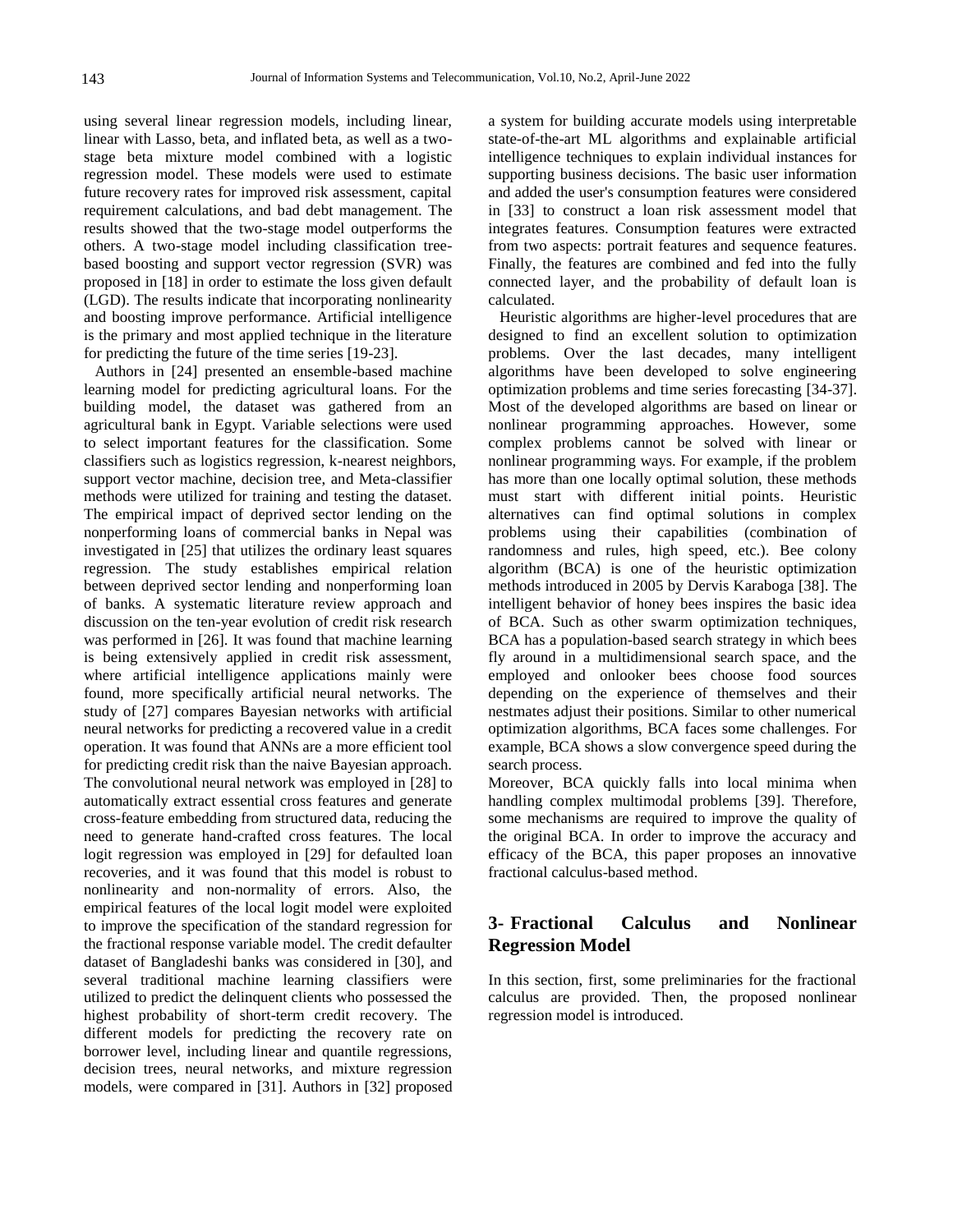using several linear regression models, including linear, linear with Lasso, beta, and inflated beta, as well as a two-stage beta mixture model combined with a logistic regression model. These models were used to estimate future recovery rates for improved risk assessment, capital requirement calculations, and bad debt management. The results showed that the two-stage model outperforms the others. A two-stage model including classification tree-based boosting and support vector regression (SVR) was proposed in [18] in order to estimate the loss given default (LGD). The results indicate that incorporating nonlinearity and boosting improve performance. Artificial intelligence is the primary and most applied technique in the literature for predicting the future of the time series [19-23].

Authors in [24] presented an ensemble-based machine learning model for predicting agricultural loans. For the building model, the dataset was gathered from an agricultural bank in Egypt. Variable selections were used to select important features for the classification. Some classifiers such as logistics regression, k-nearest neighbors, support vector machine, decision tree, and Meta-classifier methods were utilized for training and testing the dataset. The empirical impact of deprived sector lending on the nonperforming loans of commercial banks in Nepal was investigated in [25] that utilizes the ordinary least squares regression. The study establishes empirical relation between deprived sector lending and nonperforming loan of banks. A systematic literature review approach and discussion on the ten-year evolution of credit risk research was performed in [26]. It was found that machine learning is being extensively applied in credit risk assessment, where artificial intelligence applications mainly were found, more specifically artificial neural networks. The study of [27] compares Bayesian networks with artificial neural networks for predicting a recovered value in a credit operation. It was found that ANNs are a more efficient tool for predicting credit risk than the naive Bayesian approach. The convolutional neural network was employed in [28] to automatically extract essential cross features and generate cross-feature embedding from structured data, reducing the need to generate hand-crafted cross features. The local logit regression was employed in [29] for defaulted loan recoveries, and it was found that this model is robust to nonlinearity and non-normality of errors. Also, the empirical features of the local logit model were exploited to improve the specification of the standard regression for the fractional response variable model. The credit defaulter dataset of Bangladeshi banks was considered in [30], and several traditional machine learning classifiers were utilized to predict the delinquent clients who possessed the highest probability of short-term credit recovery. The different models for predicting the recovery rate on borrower level, including linear and quantile regressions, decision trees, neural networks, and mixture regression models, were compared in [31]. Authors in [32] proposed a system for building accurate models using interpretable state-of-the-art ML algorithms and explainable artificial intelligence techniques to explain individual instances for supporting business decisions. The basic user information and added the user's consumption features were considered in [33] to construct a loan risk assessment model that integrates features. Consumption features were extracted from two aspects: portrait features and sequence features. Finally, the features are combined and fed into the fully connected layer, and the probability of default loan is calculated.

Heuristic algorithms are higher-level procedures that are designed to find an excellent solution to optimization problems. Over the last decades, many intelligent algorithms have been developed to solve engineering optimization problems and time series forecasting [34-37]. Most of the developed algorithms are based on linear or nonlinear programming approaches. However, some complex problems cannot be solved with linear or nonlinear programming ways. For example, if the problem has more than one locally optimal solution, these methods must start with different initial points. Heuristic alternatives can find optimal solutions in complex problems using their capabilities (combination of randomness and rules, high speed, etc.). Bee colony algorithm (BCA) is one of the heuristic optimization methods introduced in 2005 by Dervis Karaboga [38]. The intelligent behavior of honey bees inspires the basic idea of BCA. Such as other swarm optimization techniques, BCA has a population-based search strategy in which bees fly around in a multidimensional search space, and the employed and onlooker bees choose food sources depending on the experience of themselves and their nestmates adjust their positions. Similar to other numerical optimization algorithms, BCA faces some challenges. For example, BCA shows a slow convergence speed during the search process.

Moreover, BCA quickly falls into local minima when handling complex multimodal problems [39]. Therefore, some mechanisms are required to improve the quality of the original BCA. In order to improve the accuracy and efficacy of the BCA, this paper proposes an innovative fractional calculus-based method.

## 3- Fractional Calculus and Nonlinear Regression Model

In this section, first, some preliminaries for the fractional calculus are provided. Then, the proposed nonlinear regression model is introduced.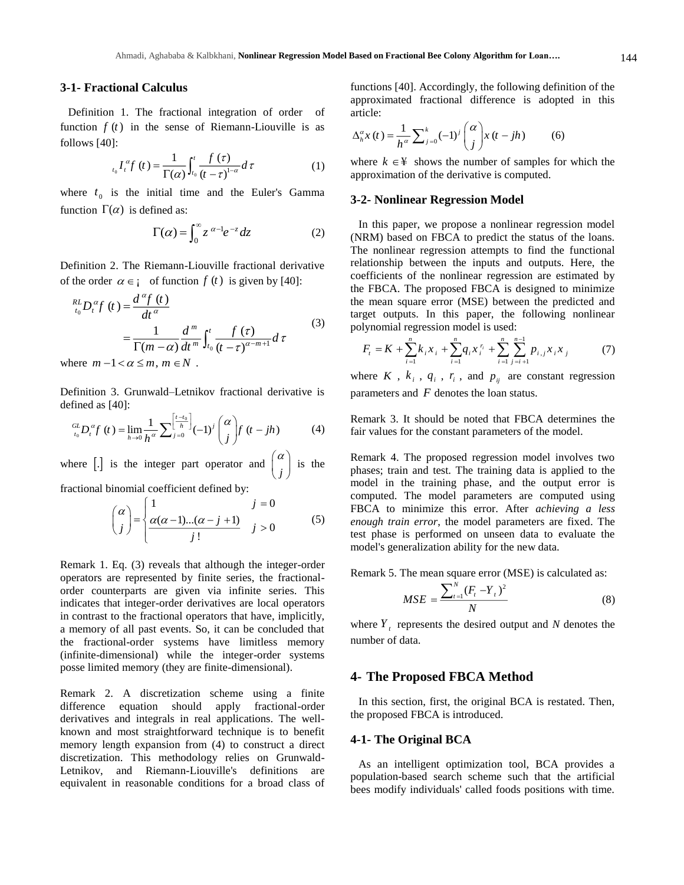### 3-1- Fractional Calculus

Definition 1. The fractional integration of order of function $f(t)$ in the sense of Riemann-Liouville is as follows [40]:

$$ {}_{t_0}I_t^{\alpha} f(t) = \frac{1}{\Gamma(\alpha)} \int_{t_0}^{t} \frac{f(\tau)}{(t-\tau)^{1-\alpha}} d\tau \tag{1} $$

where $t_0$ is the initial time and the Euler's Gamma function $\Gamma(\alpha)$ is defined as:

$$ \Gamma(\alpha) = \int_0^{\infty} z^{\alpha-1} e^{-z} dz \tag{2} $$

Definition 2. The Riemann-Liouville fractional derivative of the order $\alpha \in \mathbb{R}$ of function $f(t)$ is given by [40]:

$$ \begin{aligned} {}_{t_0}^{RL}D_t^{\alpha} f(t) &= \frac{d^{\alpha} f(t)}{dt^{\alpha}} \\ &= \frac{1}{\Gamma(m-\alpha)} \frac{d^m}{dt^m} \int_{t_0}^{t} \frac{f(\tau)}{(t-\tau)^{\alpha-m+1}} d\tau \end{aligned} \tag{3} $$

where $m-1 < \alpha \leq m,\ m \in N$ .

Definition 3. Grunwald–Letnikov fractional derivative is defined as [40]:

$$ {}_{t_0}^{GL}D_t^{\alpha} f(t) = \lim_{h \to 0} \frac{1}{h^{\alpha}} \sum_{j=0}^{\left[\frac{t-t_0}{h}\right]} (-1)^j \binom{\alpha}{j} f(t-jh) \tag{4} $$

where $[.]$ is the integer part operator and $\binom{\alpha}{j}$ is the fractional binomial coefficient defined by:

$$ \binom{\alpha}{j} = \begin{cases} 1 & j = 0 \\ \dfrac{\alpha(\alpha-1)...(\alpha-j+1)}{j!} & j > 0 \end{cases} \tag{5} $$

Remark 1. Eq. (3) reveals that although the integer-order operators are represented by finite series, the fractional-order counterparts are given via infinite series. This indicates that integer-order derivatives are local operators in contrast to the fractional operators that have, implicitly, a memory of all past events. So, it can be concluded that the fractional-order systems have limitless memory (infinite-dimensional) while the integer-order systems posse limited memory (they are finite-dimensional).

Remark 2. A discretization scheme using a finite difference equation should apply fractional-order derivatives and integrals in real applications. The well-known and most straightforward technique is to benefit memory length expansion from (4) to construct a direct discretization. This methodology relies on Grunwald-Letnikov, and Riemann-Liouville's definitions are equivalent in reasonable conditions for a broad class of functions [40]. Accordingly, the following definition of the approximated fractional difference is adopted in this article:

$$ \Delta_h^{\alpha} x(t) = \frac{1}{h^{\alpha}} \sum_{j=0}^{k} (-1)^j \binom{\alpha}{j} x(t-jh) \tag{6} $$

where $k \in \mathbb{N}$ shows the number of samples for which the approximation of the derivative is computed.

### 3-2- Nonlinear Regression Model

In this paper, we propose a nonlinear regression model (NRM) based on FBCA to predict the status of the loans. The nonlinear regression attempts to find the functional relationship between the inputs and outputs. Here, the coefficients of the nonlinear regression are estimated by the FBCA. The proposed FBCA is designed to minimize the mean square error (MSE) between the predicted and target outputs. In this paper, the following nonlinear polynomial regression model is used:

$$ F_t = K + \sum_{i=1}^{n} k_i x_i + \sum_{i=1}^{n} q_i x_i^{r_i} + \sum_{i=1}^{n} \sum_{j=i+1}^{n-1} p_{i,j} x_i x_j \tag{7} $$

where $K$ , $k_i$ , $q_i$ , $r_i$ , and $p_{ij}$ are constant regression parameters and $F$ denotes the loan status.

Remark 3. It should be noted that FBCA determines the fair values for the constant parameters of the model.

Remark 4. The proposed regression model involves two phases; train and test. The training data is applied to the model in the training phase, and the output error is computed. The model parameters are computed using FBCA to minimize this error. After *achieving a less enough train error*, the model parameters are fixed. The test phase is performed on unseen data to evaluate the model's generalization ability for the new data.

Remark 5. The mean square error (MSE) is calculated as:

$$ MSE = \frac{\sum_{t=1}^{N} (F_t - Y_t)^2}{N} \tag{8} $$

where $Y_t$ represents the desired output and *N* denotes the number of data.

## 4- The Proposed FBCA Method

In this section, first, the original BCA is restated. Then, the proposed FBCA is introduced.

### 4-1- The Original BCA

As an intelligent optimization tool, BCA provides a population-based search scheme such that the artificial bees modify individuals' called foods positions with time.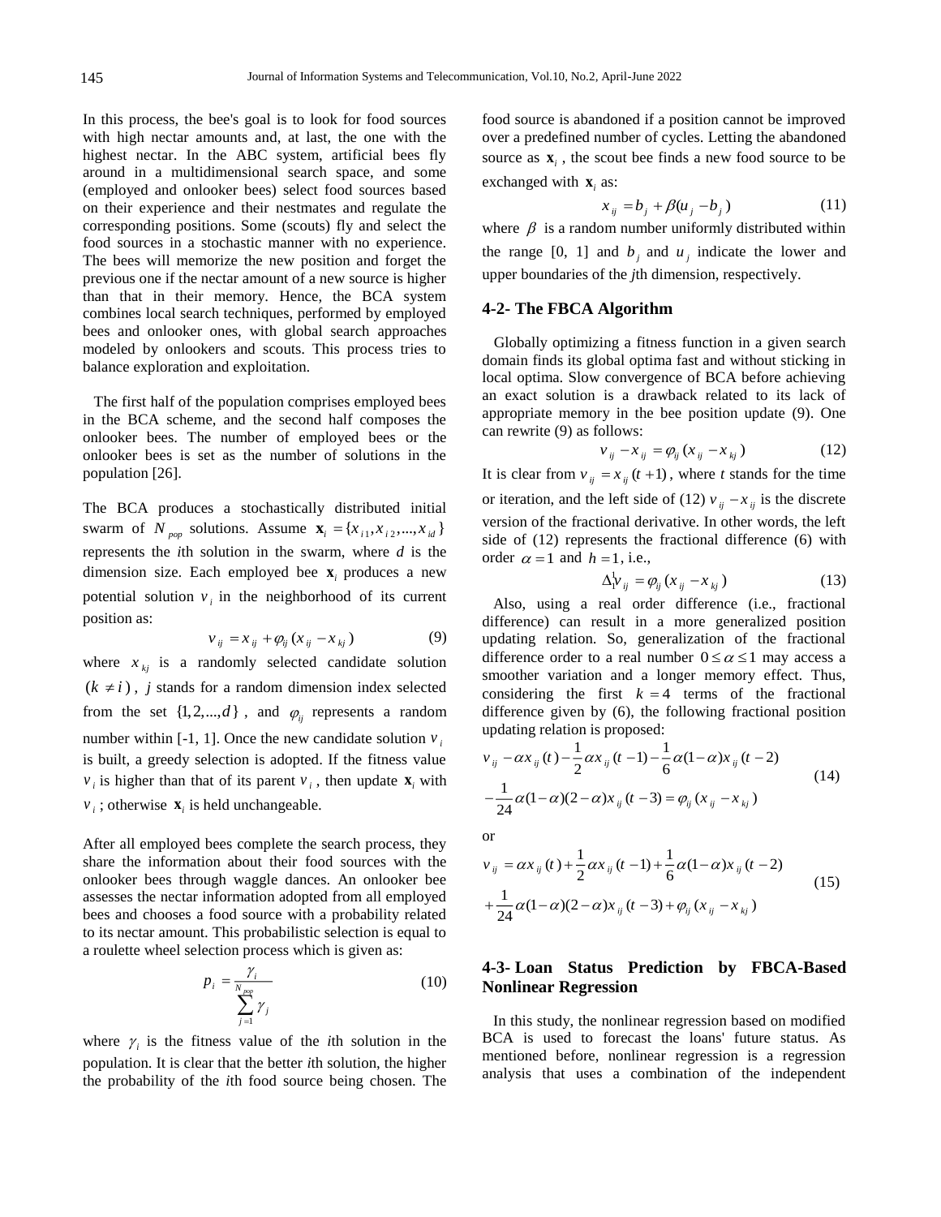In this process, the bee's goal is to look for food sources with high nectar amounts and, at last, the one with the highest nectar. In the ABC system, artificial bees fly around in a multidimensional search space, and some (employed and onlooker bees) select food sources based on their experience and their nestmates and regulate the corresponding positions. Some (scouts) fly and select the food sources in a stochastic manner with no experience. The bees will memorize the new position and forget the previous one if the nectar amount of a new source is higher than that in their memory. Hence, the BCA system combines local search techniques, performed by employed bees and onlooker ones, with global search approaches modeled by onlookers and scouts. This process tries to balance exploration and exploitation.

The first half of the population comprises employed bees in the BCA scheme, and the second half composes the onlooker bees. The number of employed bees or the onlooker bees is set as the number of solutions in the population [26].

The BCA produces a stochastically distributed initial swarm of $N_{pop}$ solutions. Assume $\mathbf{x}_i = \{x_{i1}, x_{i2}, ..., x_{id}\}$ represents the *i*th solution in the swarm, where *d* is the dimension size. Each employed bee $\mathbf{x}_i$ produces a new potential solution $v_i$ in the neighborhood of its current position as:

$$v_{ij} = x_{ij} + \varphi_{ij}(x_{ij} - x_{kj}) \tag{9}$$

where $x_{kj}$ is a randomly selected candidate solution $(k \neq i)$, $j$ stands for a random dimension index selected from the set $\{1, 2, ..., d\}$, and $\varphi_{ij}$ represents a random number within [-1, 1]. Once the new candidate solution $v_i$ is built, a greedy selection is adopted. If the fitness value $v_i$ is higher than that of its parent $v_i$, then update $\mathbf{x}_i$ with $v_i$; otherwise $\mathbf{x}_i$ is held unchangeable.

After all employed bees complete the search process, they share the information about their food sources with the onlooker bees through waggle dances. An onlooker bee assesses the nectar information adopted from all employed bees and chooses a food source with a probability related to its nectar amount. This probabilistic selection is equal to a roulette wheel selection process which is given as:

$$p_i = \frac{\gamma_i}{\sum_{j=1}^{N_{pop}} \gamma_j} \tag{10}$$

where $\gamma_i$ is the fitness value of the *i*th solution in the population. It is clear that the better *i*th solution, the higher the probability of the *i*th food source being chosen. The food source is abandoned if a position cannot be improved over a predefined number of cycles. Letting the abandoned source as $\mathbf{x}_i$, the scout bee finds a new food source to be exchanged with $\mathbf{x}_i$ as:

$$x_{ij} = b_j + \beta(u_j - b_j) \tag{11}$$

where $\beta$ is a random number uniformly distributed within the range [0, 1] and $b_j$ and $u_j$ indicate the lower and upper boundaries of the *j*th dimension, respectively.

## 4-2- The FBCA Algorithm

Globally optimizing a fitness function in a given search domain finds its global optima fast and without sticking in local optima. Slow convergence of BCA before achieving an exact solution is a drawback related to its lack of appropriate memory in the bee position update (9). One can rewrite (9) as follows:

$$v_{ij} - x_{ij} = \varphi_{ij}(x_{ij} - x_{kj}) \tag{12}$$

It is clear from $v_{ij} = x_{ij}(t+1)$, where *t* stands for the time or iteration, and the left side of (12) $v_{ij} - x_{ij}$ is the discrete version of the fractional derivative. In other words, the left side of (12) represents the fractional difference (6) with order $\alpha = 1$ and $h = 1$, i.e.,

$$\Delta_1^1 v_{ij} = \varphi_{ij}(x_{ij} - x_{kj}) \tag{13}$$

Also, using a real order difference (i.e., fractional difference) can result in a more generalized position updating relation. So, generalization of the fractional difference order to a real number $0 \le \alpha \le 1$ may access a smoother variation and a longer memory effect. Thus, considering the first $k = 4$ terms of the fractional difference given by (6), the following fractional position updating relation is proposed:

$$\begin{aligned} v_{ij} - \alpha x_{ij}(t) - \frac{1}{2}\alpha x_{ij}(t-1) - \frac{1}{6}\alpha(1-\alpha)x_{ij}(t-2) \\ - \frac{1}{24}\alpha(1-\alpha)(2-\alpha)x_{ij}(t-3) = \varphi_{ij}(x_{ij} - x_{kj}) \end{aligned} \tag{14}$$

or

$$\begin{aligned} v_{ij} = \alpha x_{ij}(t) + \frac{1}{2}\alpha x_{ij}(t-1) + \frac{1}{6}\alpha(1-\alpha)x_{ij}(t-2) \\ + \frac{1}{24}\alpha(1-\alpha)(2-\alpha)x_{ij}(t-3) + \varphi_{ij}(x_{ij} - x_{kj}) \end{aligned} \tag{15}$$

## 4-3- Loan Status Prediction by FBCA-Based Nonlinear Regression

In this study, the nonlinear regression based on modified BCA is used to forecast the loans' future status. As mentioned before, nonlinear regression is a regression analysis that uses a combination of the independent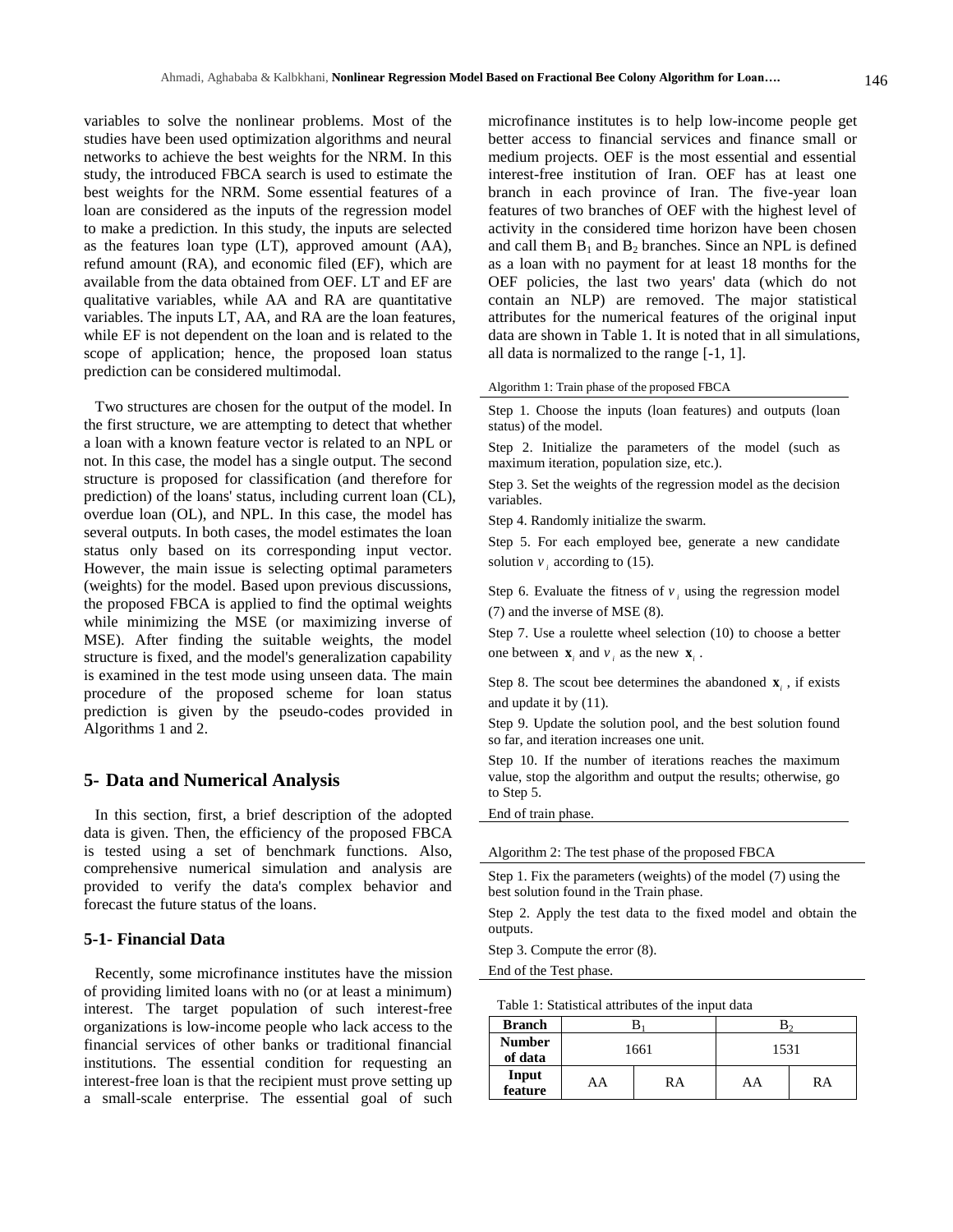variables to solve the nonlinear problems. Most of the studies have been used optimization algorithms and neural networks to achieve the best weights for the NRM. In this study, the introduced FBCA search is used to estimate the best weights for the NRM. Some essential features of a loan are considered as the inputs of the regression model to make a prediction. In this study, the inputs are selected as the features loan type (LT), approved amount (AA), refund amount (RA), and economic filed (EF), which are available from the data obtained from OEF. LT and EF are qualitative variables, while AA and RA are quantitative variables. The inputs LT, AA, and RA are the loan features, while EF is not dependent on the loan and is related to the scope of application; hence, the proposed loan status prediction can be considered multimodal.

Two structures are chosen for the output of the model. In the first structure, we are attempting to detect that whether a loan with a known feature vector is related to an NPL or not. In this case, the model has a single output. The second structure is proposed for classification (and therefore for prediction) of the loans' status, including current loan (CL), overdue loan (OL), and NPL. In this case, the model has several outputs. In both cases, the model estimates the loan status only based on its corresponding input vector. However, the main issue is selecting optimal parameters (weights) for the model. Based upon previous discussions, the proposed FBCA is applied to find the optimal weights while minimizing the MSE (or maximizing inverse of MSE). After finding the suitable weights, the model structure is fixed, and the model's generalization capability is examined in the test mode using unseen data. The main procedure of the proposed scheme for loan status prediction is given by the pseudo-codes provided in Algorithms 1 and 2.

## 5- Data and Numerical Analysis

In this section, first, a brief description of the adopted data is given. Then, the efficiency of the proposed FBCA is tested using a set of benchmark functions. Also, comprehensive numerical simulation and analysis are provided to verify the data's complex behavior and forecast the future status of the loans.

### 5-1- Financial Data

Recently, some microfinance institutes have the mission of providing limited loans with no (or at least a minimum) interest. The target population of such interest-free organizations is low-income people who lack access to the financial services of other banks or traditional financial institutions. The essential condition for requesting an interest-free loan is that the recipient must prove setting up a small-scale enterprise. The essential goal of such microfinance institutes is to help low-income people get better access to financial services and finance small or medium projects. OEF is the most essential and essential interest-free institution of Iran. OEF has at least one branch in each province of Iran. The five-year loan features of two branches of OEF with the highest level of activity in the considered time horizon have been chosen and call them $B_1$ and $B_2$ branches. Since an NPL is defined as a loan with no payment for at least 18 months for the OEF policies, the last two years' data (which do not contain an NLP) are removed. The major statistical attributes for the numerical features of the original input data are shown in Table 1. It is noted that in all simulations, all data is normalized to the range [-1, 1].

---

Algorithm 1: Train phase of the proposed FBCA

Step 1. Choose the inputs (loan features) and outputs (loan status) of the model.

Step 2. Initialize the parameters of the model (such as maximum iteration, population size, etc.).

Step 3. Set the weights of the regression model as the decision variables.

Step 4. Randomly initialize the swarm.

Step 5. For each employed bee, generate a new candidate solution $v_i$ according to (15).

Step 6. Evaluate the fitness of $v_i$ using the regression model (7) and the inverse of MSE (8).

Step 7. Use a roulette wheel selection (10) to choose a better one between $\mathbf{x}_i$ and $v_i$ as the new $\mathbf{x}_i$.

Step 8. The scout bee determines the abandoned $\mathbf{x}_i$, if exists and update it by (11).

Step 9. Update the solution pool, and the best solution found so far, and iteration increases one unit.

Step 10. If the number of iterations reaches the maximum value, stop the algorithm and output the results; otherwise, go to Step 5.

End of train phase.

---

Algorithm 2: The test phase of the proposed FBCA

Step 1. Fix the parameters (weights) of the model (7) using the best solution found in the Train phase.

Step 2. Apply the test data to the fixed model and obtain the outputs.

Step 3. Compute the error (8).

End of the Test phase.

---

Table 1: Statistical attributes of the input data

| **Branch** | $B_1$ | | $B_2$ | |
|---|---|---|---|---|
| **Number of data** | 1661 | | 1531 | |
| **Input feature** | AA | RA | AA | RA |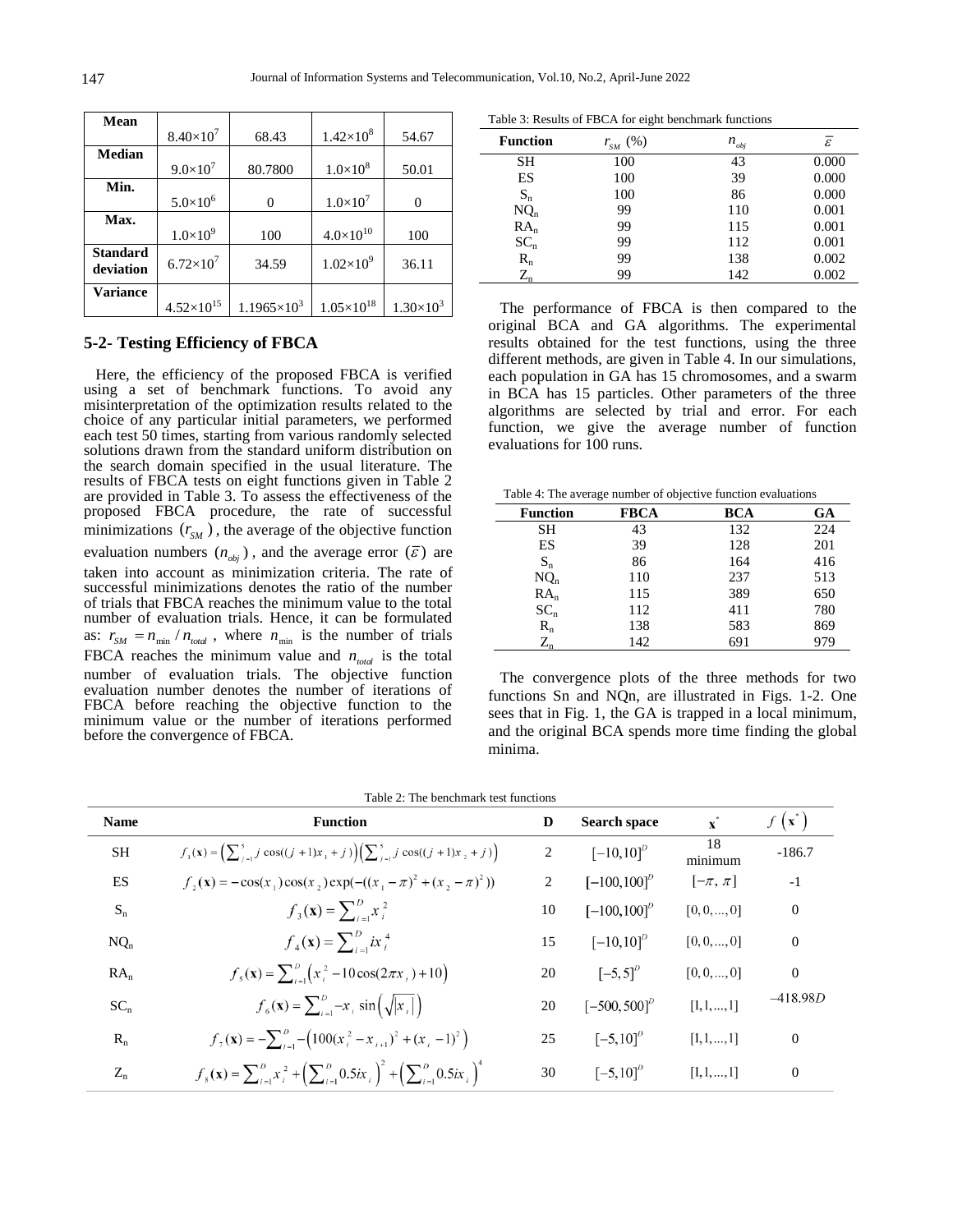| Mean | $8.40\times10^7$ | 68.43 | $1.42\times10^8$ | 54.67 |
|---|---|---|---|---|
| Median | $9.0\times10^7$ | 80.7800 | $1.0\times10^8$ | 50.01 |
| Min. | $5.0\times10^6$ | 0 | $1.0\times10^7$ | 0 |
| Max. | $1.0\times10^9$ | 100 | $4.0\times10^{10}$ | 100 |
| Standard deviation | $6.72\times10^7$ | 34.59 | $1.02\times10^9$ | 36.11 |
| Variance | $4.52\times10^{15}$ | $1.1965\times10^3$ | $1.05\times10^{18}$ | $1.30\times10^3$ |

## 5-2- Testing Efficiency of FBCA

Here, the efficiency of the proposed FBCA is verified using a set of benchmark functions. To avoid any misinterpretation of the optimization results related to the choice of any particular initial parameters, we performed each test 50 times, starting from various randomly selected solutions drawn from the standard uniform distribution on the search domain specified in the usual literature. The results of FBCA tests on eight functions given in Table 2 are provided in Table 3. To assess the effectiveness of the proposed FBCA procedure, the rate of successful minimizations $(r_{SM})$, the average of the objective function evaluation numbers $(n_{obj})$, and the average error $(\bar{\varepsilon})$ are taken into account as minimization criteria. The rate of successful minimizations denotes the ratio of the number of trials that FBCA reaches the minimum value to the total number of evaluation trials. Hence, it can be formulated as: $r_{SM} = n_{\min} / n_{total}$, where $n_{\min}$ is the number of trials FBCA reaches the minimum value and $n_{total}$ is the total number of evaluation trials. The objective function evaluation number denotes the number of iterations of FBCA before reaching the objective function to the minimum value or the number of iterations performed before the convergence of FBCA.

Table 3: Results of FBCA for eight benchmark functions

| Function | $r_{SM}$ (%) | $n_{obj}$ | $\bar{\varepsilon}$ |
|---|---|---|---|
| SH | 100 | 43 | 0.000 |
| ES | 100 | 39 | 0.000 |
| $S_n$ | 100 | 86 | 0.000 |
| $NQ_n$ | 99 | 110 | 0.001 |
| $RA_n$ | 99 | 115 | 0.001 |
| $SC_n$ | 99 | 112 | 0.001 |
| $R_n$ | 99 | 138 | 0.002 |
| $Z_n$ | 99 | 142 | 0.002 |

The performance of FBCA is then compared to the original BCA and GA algorithms. The experimental results obtained for the test functions, using the three different methods, are given in Table 4. In our simulations, each population in GA has 15 chromosomes, and a swarm in BCA has 15 particles. Other parameters of the three algorithms are selected by trial and error. For each function, we give the average number of function evaluations for 100 runs.

Table 4: The average number of objective function evaluations

| Function | FBCA | BCA | GA |
|---|---|---|---|
| SH | 43 | 132 | 224 |
| ES | 39 | 128 | 201 |
| $S_n$ | 86 | 164 | 416 |
| $NQ_n$ | 110 | 237 | 513 |
| $RA_n$ | 115 | 389 | 650 |
| $SC_n$ | 112 | 411 | 780 |
| $R_n$ | 138 | 583 | 869 |
| $Z_n$ | 142 | 691 | 979 |

The convergence plots of the three methods for two functions Sn and NQn, are illustrated in Figs. 1-2. One sees that in Fig. 1, the GA is trapped in a local minimum, and the original BCA spends more time finding the global minima.

Table 2: The benchmark test functions

| Name | Function | D | Search space | $\mathbf{x}^*$ | $f(\mathbf{x}^*)$ |
|---|---|---|---|---|---|
| SH | $f_1(\mathbf{x}) = \left(\sum_{j=1}^{5} j\cos((j+1)x_1 + j)\right)\left(\sum_{j=1}^{5} j\cos((j+1)x_2 + j)\right)$ | 2 | $[-10,10]^D$ | 18 minimum | -186.7 |
| ES | $f_2(\mathbf{x}) = -\cos(x_1)\cos(x_2)\exp(-((x_1-\pi)^2 + (x_2-\pi)^2))$ | 2 | $[-100,100]^D$ | $[-\pi, \pi]$ | -1 |
| $S_n$ | $f_3(\mathbf{x}) = \sum_{i=1}^{D} x_i^2$ | 10 | $[-100,100]^D$ | $[0,0,...,0]$ | 0 |
| $NQ_n$ | $f_4(\mathbf{x}) = \sum_{i=1}^{D} ix_i^4$ | 15 | $[-10,10]^D$ | $[0,0,...,0]$ | 0 |
| $RA_n$ | $f_5(\mathbf{x}) = \sum_{i=1}^{D}\left(x_i^2 - 10\cos(2\pi x_i) + 10\right)$ | 20 | $[-5,5]^D$ | $[0,0,...,0]$ | 0 |
| $SC_n$ | $f_6(\mathbf{x}) = \sum_{i=1}^{D} -x_i \sin\left(\sqrt{\lvert x_i \rvert}\right)$ | 20 | $[-500,500]^D$ | $[1,1,...,1]$ | $-418.98D$ |
| $R_n$ | $f_7(\mathbf{x}) = -\sum_{i=1}^{D} -\left(100(x_i^2 - x_{i+1})^2 + (x_i - 1)^2\right)$ | 25 | $[-5,10]^D$ | $[1,1,...,1]$ | 0 |
| $Z_n$ | $f_8(\mathbf{x}) = \sum_{i=1}^{D} x_i^2 + \left(\sum_{i=1}^{D} 0.5ix_i\right)^2 + \left(\sum_{i=1}^{D} 0.5ix_i\right)^4$ | 30 | $[-5,10]^D$ | $[1,1,...,1]$ | 0 |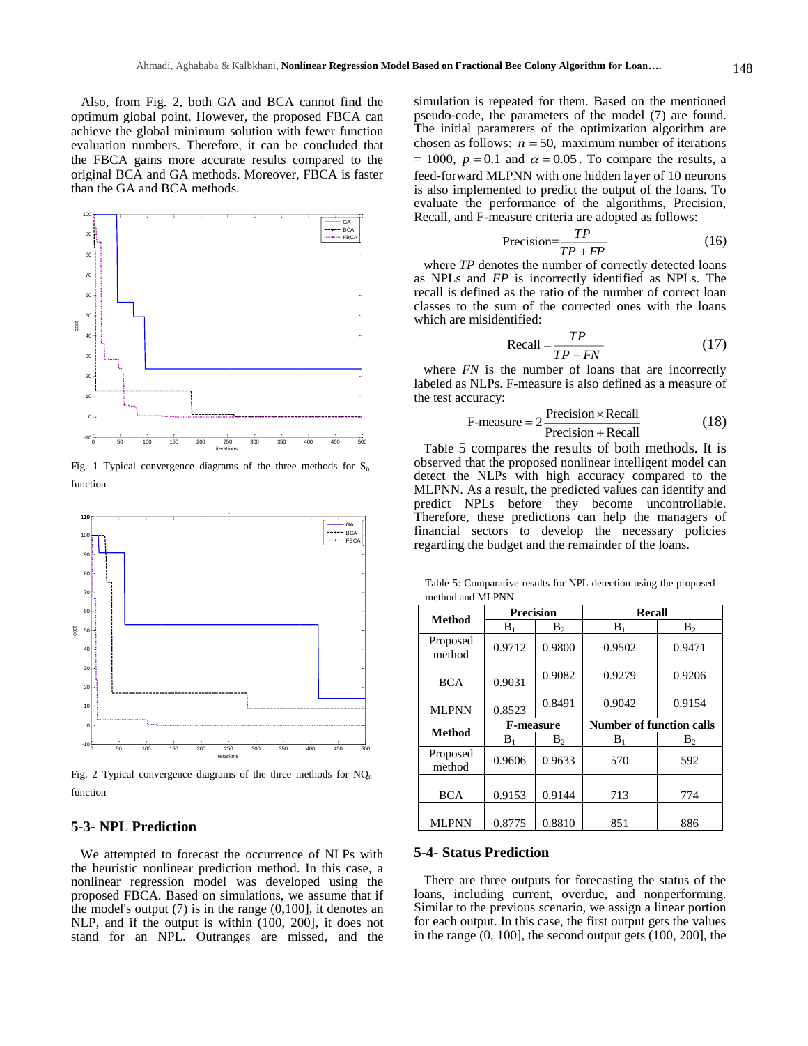Also, from Fig. 2, both GA and BCA cannot find the optimum global point. However, the proposed FBCA can achieve the global minimum solution with fewer function evaluation numbers. Therefore, it can be concluded that the FBCA gains more accurate results compared to the original BCA and GA methods. Moreover, FBCA is faster than the GA and BCA methods.

Fig. 1 Typical convergence diagrams of the three methods for $S_n$ function

Fig. 2 Typical convergence diagrams of the three methods for $NQ_n$ function

## 5-3- NPL Prediction

We attempted to forecast the occurrence of NLPs with the heuristic nonlinear prediction method. In this case, a nonlinear regression model was developed using the proposed FBCA. Based on simulations, we assume that if the model's output (7) is in the range (0,100], it denotes an NLP, and if the output is within (100, 200], it does not stand for an NPL. Outranges are missed, and the simulation is repeated for them. Based on the mentioned pseudo-code, the parameters of the model (7) are found. The initial parameters of the optimization algorithm are chosen as follows: $n = 50$, maximum number of iterations $= 1000$, $p = 0.1$ and $\alpha = 0.05$. To compare the results, a feed-forward MLPNN with one hidden layer of 10 neurons is also implemented to predict the output of the loans. To evaluate the performance of the algorithms, Precision, Recall, and F-measure criteria are adopted as follows:

$$\text{Precision}=\frac{TP}{TP+FP} \tag{16}$$

where *TP* denotes the number of correctly detected loans as NPLs and *FP* is incorrectly identified as NPLs. The recall is defined as the ratio of the number of correct loan classes to the sum of the corrected ones with the loans which are misidentified:

$$\text{Recall}=\frac{TP}{TP+FN} \tag{17}$$

where *FN* is the number of loans that are incorrectly labeled as NLPs. F-measure is also defined as a measure of the test accuracy:

$$\text{F-measure}=2\frac{\text{Precision}\times\text{Recall}}{\text{Precision}+\text{Recall}} \tag{18}$$

Table 5 compares the results of both methods. It is observed that the proposed nonlinear intelligent model can detect the NLPs with high accuracy compared to the MLPNN. As a result, the predicted values can identify and predict NPLs before they become uncontrollable. Therefore, these predictions can help the managers of financial sectors to develop the necessary policies regarding the budget and the remainder of the loans.

Table 5: Comparative results for NPL detection using the proposed method and MLPNN

| Method | Precision | | Recall | |
|---|---|---|---|---|
| | $B_1$ | $B_2$ | $B_1$ | $B_2$ |
| Proposed method | 0.9712 | 0.9800 | 0.9502 | 0.9471 |
| BCA | 0.9031 | 0.9082 | 0.9279 | 0.9206 |
| MLPNN | 0.8523 | 0.8491 | 0.9042 | 0.9154 |
| **Method** | **F-measure** | | **Number of function calls** | |
| | $B_1$ | $B_2$ | $B_1$ | $B_2$ |
| Proposed method | 0.9606 | 0.9633 | 570 | 592 |
| BCA | 0.9153 | 0.9144 | 713 | 774 |
| MLPNN | 0.8775 | 0.8810 | 851 | 886 |

## 5-4- Status Prediction

There are three outputs for forecasting the status of the loans, including current, overdue, and nonperforming. Similar to the previous scenario, we assign a linear portion for each output. In this case, the first output gets the values in the range (0, 100], the second output gets (100, 200], the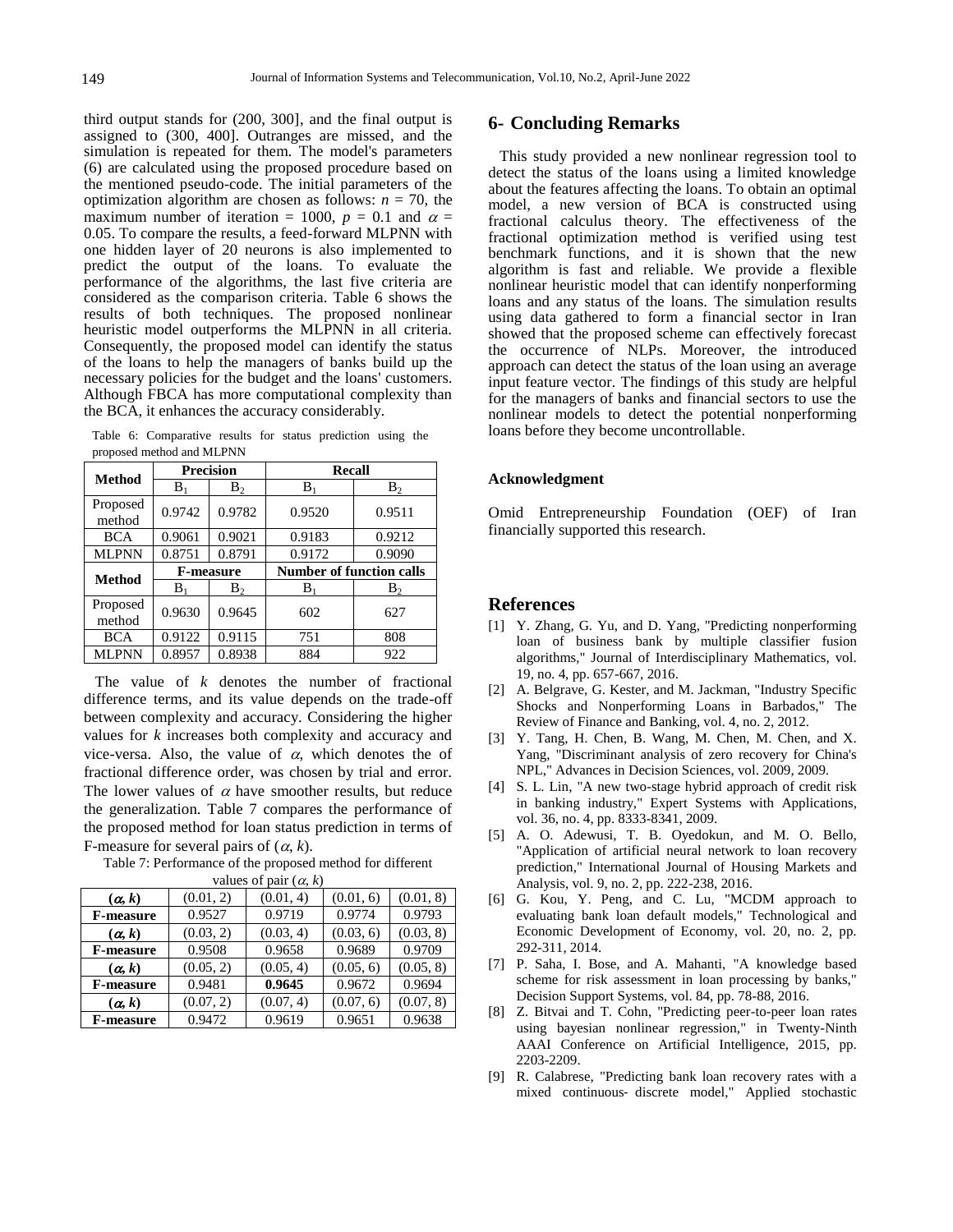third output stands for (200, 300], and the final output is assigned to (300, 400]. Outranges are missed, and the simulation is repeated for them. The model's parameters (6) are calculated using the proposed procedure based on the mentioned pseudo-code. The initial parameters of the optimization algorithm are chosen as follows: $n$ = 70, the maximum number of iteration = 1000, $p$ = 0.1 and $\alpha$ = 0.05. To compare the results, a feed-forward MLPNN with one hidden layer of 20 neurons is also implemented to predict the output of the loans. To evaluate the performance of the algorithms, the last five criteria are considered as the comparison criteria. Table 6 shows the results of both techniques. The proposed nonlinear heuristic model outperforms the MLPNN in all criteria. Consequently, the proposed model can identify the status of the loans to help the managers of banks build up the necessary policies for the budget and the loans' customers. Although FBCA has more computational complexity than the BCA, it enhances the accuracy considerably.

Table 6: Comparative results for status prediction using the proposed method and MLPNN

| Method | Precision | | Recall | |
|---|---|---|---|---|
| | $B_1$ | $B_2$ | $B_1$ | $B_2$ |
| Proposed method | 0.9742 | 0.9782 | 0.9520 | 0.9511 |
| BCA | 0.9061 | 0.9021 | 0.9183 | 0.9212 |
| MLPNN | 0.8751 | 0.8791 | 0.9172 | 0.9090 |
| **Method** | **F-measure** | | **Number of function calls** | |
| | $B_1$ | $B_2$ | $B_1$ | $B_2$ |
| Proposed method | 0.9630 | 0.9645 | 602 | 627 |
| BCA | 0.9122 | 0.9115 | 751 | 808 |
| MLPNN | 0.8957 | 0.8938 | 884 | 922 |

The value of $k$ denotes the number of fractional difference terms, and its value depends on the trade-off between complexity and accuracy. Considering the higher values for $k$ increases both complexity and accuracy and vice-versa. Also, the value of $\alpha$, which denotes the of fractional difference order, was chosen by trial and error. The lower values of $\alpha$ have smoother results, but reduce the generalization. Table 7 compares the performance of the proposed method for loan status prediction in terms of F-measure for several pairs of ($\alpha$, $k$).

Table 7: Performance of the proposed method for different values of pair ($\alpha$, $k$)

| ($\alpha$, $k$) | (0.01, 2) | (0.01, 4) | (0.01, 6) | (0.01, 8) |
|---|---|---|---|---|
| **F-measure** | 0.9527 | 0.9719 | 0.9774 | 0.9793 |
| **($\alpha$, $k$)** | (0.03, 2) | (0.03, 4) | (0.03, 6) | (0.03, 8) |
| **F-measure** | 0.9508 | 0.9658 | 0.9689 | 0.9709 |
| **($\alpha$, $k$)** | (0.05, 2) | (0.05, 4) | (0.05, 6) | (0.05, 8) |
| **F-measure** | 0.9481 | **0.9645** | 0.9672 | 0.9694 |
| **($\alpha$, $k$)** | (0.07, 2) | (0.07, 4) | (0.07, 6) | (0.07, 8) |
| **F-measure** | 0.9472 | 0.9619 | 0.9651 | 0.9638 |

## 6- Concluding Remarks

This study provided a new nonlinear regression tool to detect the status of the loans using a limited knowledge about the features affecting the loans. To obtain an optimal model, a new version of BCA is constructed using fractional calculus theory. The effectiveness of the fractional optimization method is verified using test benchmark functions, and it is shown that the new algorithm is fast and reliable. We provide a flexible nonlinear heuristic model that can identify nonperforming loans and any status of the loans. The simulation results using data gathered to form a financial sector in Iran showed that the proposed scheme can effectively forecast the occurrence of NLPs. Moreover, the introduced approach can detect the status of the loan using an average input feature vector. The findings of this study are helpful for the managers of banks and financial sectors to use the nonlinear models to detect the potential nonperforming loans before they become uncontrollable.

### Acknowledgment

Omid Entrepreneurship Foundation (OEF) of Iran financially supported this research.

## References

[1] Y. Zhang, G. Yu, and D. Yang, "Predicting nonperforming loan of business bank by multiple classifier fusion algorithms," Journal of Interdisciplinary Mathematics, vol. 19, no. 4, pp. 657-667, 2016.

[2] A. Belgrave, G. Kester, and M. Jackman, "Industry Specific Shocks and Nonperforming Loans in Barbados," The Review of Finance and Banking, vol. 4, no. 2, 2012.

[3] Y. Tang, H. Chen, B. Wang, M. Chen, M. Chen, and X. Yang, "Discriminant analysis of zero recovery for China's NPL," Advances in Decision Sciences, vol. 2009, 2009.

[4] S. L. Lin, "A new two-stage hybrid approach of credit risk in banking industry," Expert Systems with Applications, vol. 36, no. 4, pp. 8333-8341, 2009.

[5] A. O. Adewusi, T. B. Oyedokun, and M. O. Bello, "Application of artificial neural network to loan recovery prediction," International Journal of Housing Markets and Analysis, vol. 9, no. 2, pp. 222-238, 2016.

[6] G. Kou, Y. Peng, and C. Lu, "MCDM approach to evaluating bank loan default models," Technological and Economic Development of Economy, vol. 20, no. 2, pp. 292-311, 2014.

[7] P. Saha, I. Bose, and A. Mahanti, "A knowledge based scheme for risk assessment in loan processing by banks," Decision Support Systems, vol. 84, pp. 78-88, 2016.

[8] Z. Bitvai and T. Cohn, "Predicting peer-to-peer loan rates using bayesian nonlinear regression," in Twenty-Ninth AAAI Conference on Artificial Intelligence, 2015, pp. 2203-2209.

[9] R. Calabrese, "Predicting bank loan recovery rates with a mixed continuous- discrete model," Applied stochastic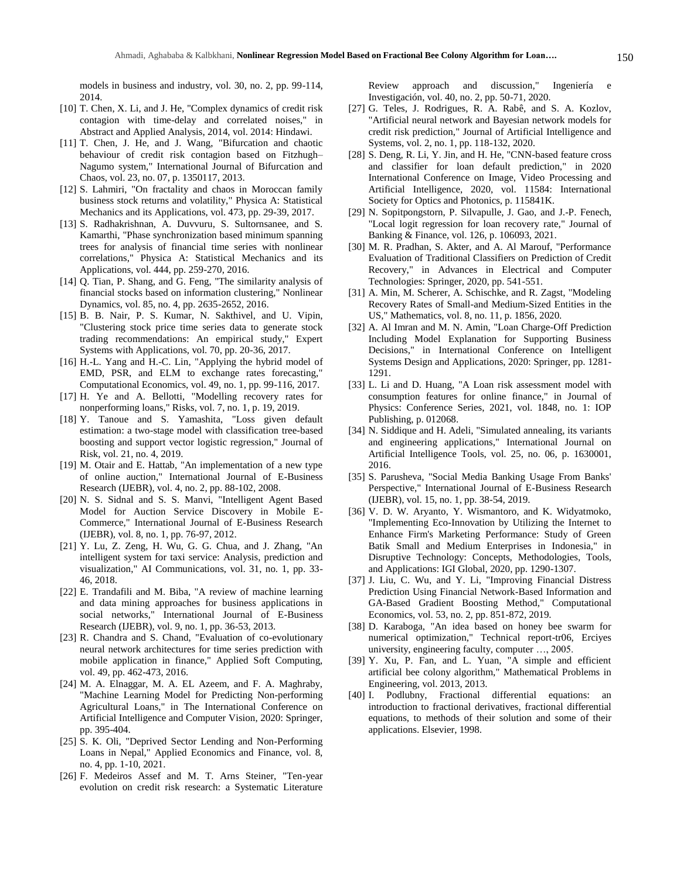models in business and industry, vol. 30, no. 2, pp. 99-114, 2014.

[10] T. Chen, X. Li, and J. He, "Complex dynamics of credit risk contagion with time-delay and correlated noises," in Abstract and Applied Analysis, 2014, vol. 2014: Hindawi.

[11] T. Chen, J. He, and J. Wang, "Bifurcation and chaotic behaviour of credit risk contagion based on Fitzhugh–Nagumo system," International Journal of Bifurcation and Chaos, vol. 23, no. 07, p. 1350117, 2013.

[12] S. Lahmiri, "On fractality and chaos in Moroccan family business stock returns and volatility," Physica A: Statistical Mechanics and its Applications, vol. 473, pp. 29-39, 2017.

[13] S. Radhakrishnan, A. Duvvuru, S. Sultornsanee, and S. Kamarthi, "Phase synchronization based minimum spanning trees for analysis of financial time series with nonlinear correlations," Physica A: Statistical Mechanics and its Applications, vol. 444, pp. 259-270, 2016.

[14] Q. Tian, P. Shang, and G. Feng, "The similarity analysis of financial stocks based on information clustering," Nonlinear Dynamics, vol. 85, no. 4, pp. 2635-2652, 2016.

[15] B. B. Nair, P. S. Kumar, N. Sakthivel, and U. Vipin, "Clustering stock price time series data to generate stock trading recommendations: An empirical study," Expert Systems with Applications, vol. 70, pp. 20-36, 2017.

[16] H.-L. Yang and H.-C. Lin, "Applying the hybrid model of EMD, PSR, and ELM to exchange rates forecasting," Computational Economics, vol. 49, no. 1, pp. 99-116, 2017.

[17] H. Ye and A. Bellotti, "Modelling recovery rates for nonperforming loans," Risks, vol. 7, no. 1, p. 19, 2019.

[18] Y. Tanoue and S. Yamashita, "Loss given default estimation: a two-stage model with classification tree-based boosting and support vector logistic regression," Journal of Risk, vol. 21, no. 4, 2019.

[19] M. Otair and E. Hattab, "An implementation of a new type of online auction," International Journal of E-Business Research (IJEBR), vol. 4, no. 2, pp. 88-102, 2008.

[20] N. S. Sidnal and S. S. Manvi, "Intelligent Agent Based Model for Auction Service Discovery in Mobile E-Commerce," International Journal of E-Business Research (IJEBR), vol. 8, no. 1, pp. 76-97, 2012.

[21] Y. Lu, Z. Zeng, H. Wu, G. G. Chua, and J. Zhang, "An intelligent system for taxi service: Analysis, prediction and visualization," AI Communications, vol. 31, no. 1, pp. 33-46, 2018.

[22] E. Trandafili and M. Biba, "A review of machine learning and data mining approaches for business applications in social networks," International Journal of E-Business Research (IJEBR), vol. 9, no. 1, pp. 36-53, 2013.

[23] R. Chandra and S. Chand, "Evaluation of co-evolutionary neural network architectures for time series prediction with mobile application in finance," Applied Soft Computing, vol. 49, pp. 462-473, 2016.

[24] M. A. Elnaggar, M. A. EL Azeem, and F. A. Maghraby, "Machine Learning Model for Predicting Non-performing Agricultural Loans," in The International Conference on Artificial Intelligence and Computer Vision, 2020: Springer, pp. 395-404.

[25] S. K. Oli, "Deprived Sector Lending and Non-Performing Loans in Nepal," Applied Economics and Finance, vol. 8, no. 4, pp. 1-10, 2021.

[26] F. Medeiros Assef and M. T. Arns Steiner, "Ten-year evolution on credit risk research: a Systematic Literature Review approach and discussion," Ingeniería e Investigación, vol. 40, no. 2, pp. 50-71, 2020.

[27] G. Teles, J. Rodrigues, R. A. Rabê, and S. A. Kozlov, "Artificial neural network and Bayesian network models for credit risk prediction," Journal of Artificial Intelligence and Systems, vol. 2, no. 1, pp. 118-132, 2020.

[28] S. Deng, R. Li, Y. Jin, and H. He, "CNN-based feature cross and classifier for loan default prediction," in 2020 International Conference on Image, Video Processing and Artificial Intelligence, 2020, vol. 11584: International Society for Optics and Photonics, p. 115841K.

[29] N. Sopitpongstorn, P. Silvapulle, J. Gao, and J.-P. Fenech, "Local logit regression for loan recovery rate," Journal of Banking & Finance, vol. 126, p. 106093, 2021.

[30] M. R. Pradhan, S. Akter, and A. Al Marouf, "Performance Evaluation of Traditional Classifiers on Prediction of Credit Recovery," in Advances in Electrical and Computer Technologies: Springer, 2020, pp. 541-551.

[31] A. Min, M. Scherer, A. Schischke, and R. Zagst, "Modeling Recovery Rates of Small-and Medium-Sized Entities in the US," Mathematics, vol. 8, no. 11, p. 1856, 2020.

[32] A. Al Imran and M. N. Amin, "Loan Charge-Off Prediction Including Model Explanation for Supporting Business Decisions," in International Conference on Intelligent Systems Design and Applications, 2020: Springer, pp. 1281-1291.

[33] L. Li and D. Huang, "A Loan risk assessment model with consumption features for online finance," in Journal of Physics: Conference Series, 2021, vol. 1848, no. 1: IOP Publishing, p. 012068.

[34] N. Siddique and H. Adeli, "Simulated annealing, its variants and engineering applications," International Journal on Artificial Intelligence Tools, vol. 25, no. 06, p. 1630001, 2016.

[35] S. Parusheva, "Social Media Banking Usage From Banks' Perspective," International Journal of E-Business Research (IJEBR), vol. 15, no. 1, pp. 38-54, 2019.

[36] V. D. W. Aryanto, Y. Wismantoro, and K. Widyatmoko, "Implementing Eco-Innovation by Utilizing the Internet to Enhance Firm's Marketing Performance: Study of Green Batik Small and Medium Enterprises in Indonesia," in Disruptive Technology: Concepts, Methodologies, Tools, and Applications: IGI Global, 2020, pp. 1290-1307.

[37] J. Liu, C. Wu, and Y. Li, "Improving Financial Distress Prediction Using Financial Network-Based Information and GA-Based Gradient Boosting Method," Computational Economics, vol. 53, no. 2, pp. 851-872, 2019.

[38] D. Karaboga, "An idea based on honey bee swarm for numerical optimization," Technical report-tr06, Erciyes university, engineering faculty, computer …, 2005.

[39] Y. Xu, P. Fan, and L. Yuan, "A simple and efficient artificial bee colony algorithm," Mathematical Problems in Engineering, vol. 2013, 2013.

[40] I. Podlubny, Fractional differential equations: an introduction to fractional derivatives, fractional differential equations, to methods of their solution and some of their applications. Elsevier, 1998.